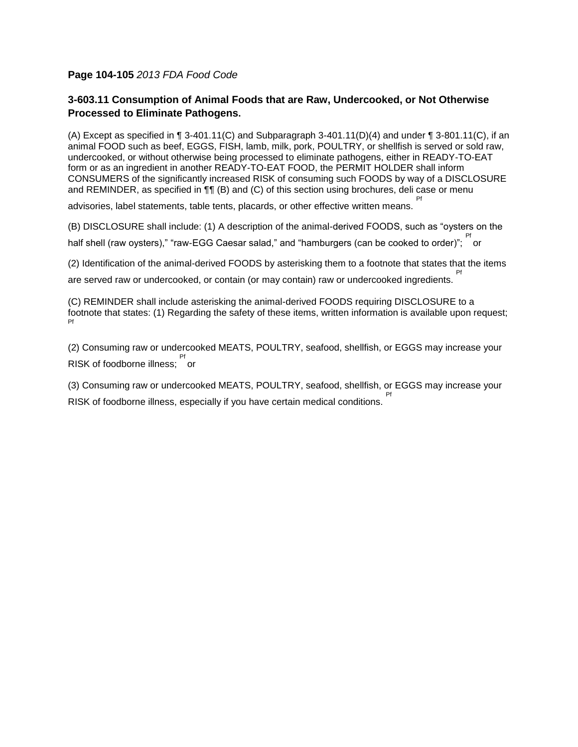**Page 104-105** *2013 FDA Food Code*

### 3-603.11 Consumption of Animal Foods that are Raw, Undercooked, or Not Otherwise Processed to Eliminate Pathogens.

(A) Except as specified in ¶ 3-401.11(C) and Subparagraph 3-401.11(D)(4) and under ¶ 3-801.11(C), if an animal FOOD such as beef, EGGS, FISH, lamb, milk, pork, POULTRY, or shellfish is served or sold raw, undercooked, or without otherwise being processed to eliminate pathogens, either in READY-TO-EAT form or as an ingredient in another READY-TO-EAT FOOD, the PERMIT HOLDER shall inform CONSUMERS of the significantly increased RISK of consuming such FOODS by way of a DISCLOSURE and REMINDER, as specified in ¶¶ (B) and (C) of this section using brochures, deli case or menu advisories, label statements, table tents, placards, or other effective written means. [Pf]

(B) DISCLOSURE shall include: (1) A description of the animal-derived FOODS, such as “oysters on the half shell (raw oysters),” “raw-EGG Caesar salad,” and “hamburgers (can be cooked to order)”; [Pf] or

(2) Identification of the animal-derived FOODS by asterisking them to a footnote that states that the items are served raw or undercooked, or contain (or may contain) raw or undercooked ingredients. [Pf]

(C) REMINDER shall include asterisking the animal-derived FOODS requiring DISCLOSURE to a footnote that states: (1) Regarding the safety of these items, written information is available upon request; [Pf]

(2) Consuming raw or undercooked MEATS, POULTRY, seafood, shellfish, or EGGS may increase your RISK of foodborne illness; [Pf] or

(3) Consuming raw or undercooked MEATS, POULTRY, seafood, shellfish, or EGGS may increase your RISK of foodborne illness, especially if you have certain medical conditions. [Pf]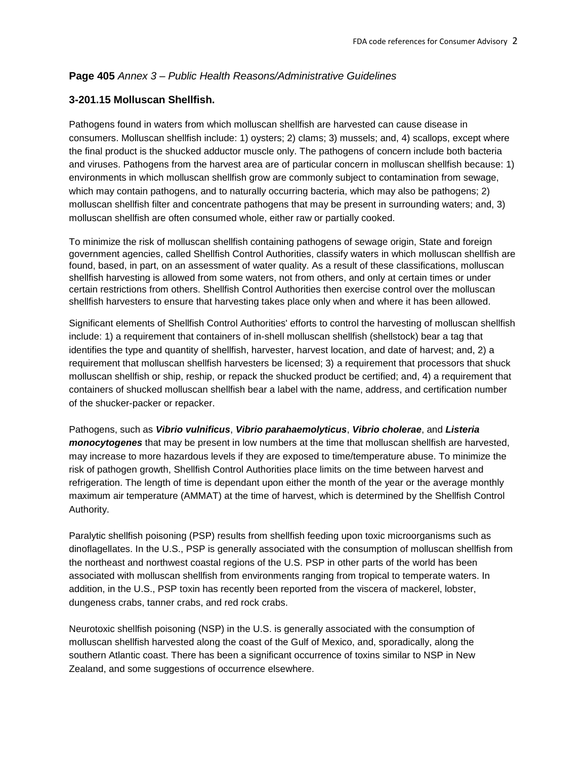**Page 405** *Annex 3 – Public Health Reasons/Administrative Guidelines*

## 3-201.15 Molluscan Shellfish.

Pathogens found in waters from which molluscan shellfish are harvested can cause disease in consumers. Molluscan shellfish include: 1) oysters; 2) clams; 3) mussels; and, 4) scallops, except where the final product is the shucked adductor muscle only. The pathogens of concern include both bacteria and viruses. Pathogens from the harvest area are of particular concern in molluscan shellfish because: 1) environments in which molluscan shellfish grow are commonly subject to contamination from sewage, which may contain pathogens, and to naturally occurring bacteria, which may also be pathogens; 2) molluscan shellfish filter and concentrate pathogens that may be present in surrounding waters; and, 3) molluscan shellfish are often consumed whole, either raw or partially cooked.

To minimize the risk of molluscan shellfish containing pathogens of sewage origin, State and foreign government agencies, called Shellfish Control Authorities, classify waters in which molluscan shellfish are found, based, in part, on an assessment of water quality. As a result of these classifications, molluscan shellfish harvesting is allowed from some waters, not from others, and only at certain times or under certain restrictions from others. Shellfish Control Authorities then exercise control over the molluscan shellfish harvesters to ensure that harvesting takes place only when and where it has been allowed.

Significant elements of Shellfish Control Authorities' efforts to control the harvesting of molluscan shellfish include: 1) a requirement that containers of in-shell molluscan shellfish (shellstock) bear a tag that identifies the type and quantity of shellfish, harvester, harvest location, and date of harvest; and, 2) a requirement that molluscan shellfish harvesters be licensed; 3) a requirement that processors that shuck molluscan shellfish or ship, reship, or repack the shucked product be certified; and, 4) a requirement that containers of shucked molluscan shellfish bear a label with the name, address, and certification number of the shucker-packer or repacker.

Pathogens, such as ***Vibrio vulnificus***, ***Vibrio parahaemolyticus***, ***Vibrio cholerae***, and ***Listeria monocytogenes*** that may be present in low numbers at the time that molluscan shellfish are harvested, may increase to more hazardous levels if they are exposed to time/temperature abuse. To minimize the risk of pathogen growth, Shellfish Control Authorities place limits on the time between harvest and refrigeration. The length of time is dependant upon either the month of the year or the average monthly maximum air temperature (AMMAT) at the time of harvest, which is determined by the Shellfish Control Authority.

Paralytic shellfish poisoning (PSP) results from shellfish feeding upon toxic microorganisms such as dinoflagellates. In the U.S., PSP is generally associated with the consumption of molluscan shellfish from the northeast and northwest coastal regions of the U.S. PSP in other parts of the world has been associated with molluscan shellfish from environments ranging from tropical to temperate waters. In addition, in the U.S., PSP toxin has recently been reported from the viscera of mackerel, lobster, dungeness crabs, tanner crabs, and red rock crabs.

Neurotoxic shellfish poisoning (NSP) in the U.S. is generally associated with the consumption of molluscan shellfish harvested along the coast of the Gulf of Mexico, and, sporadically, along the southern Atlantic coast. There has been a significant occurrence of toxins similar to NSP in New Zealand, and some suggestions of occurrence elsewhere.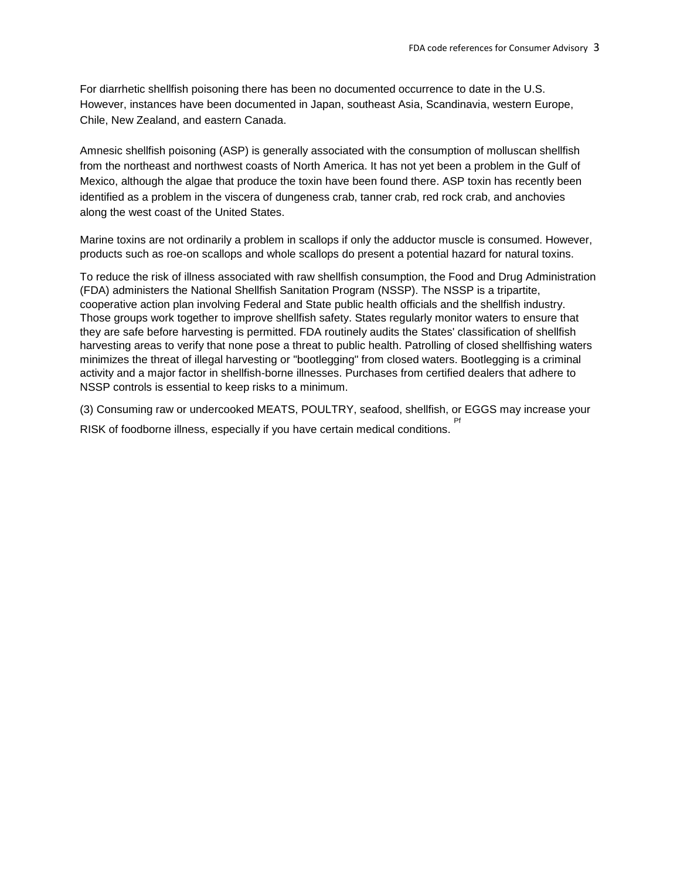For diarrhetic shellfish poisoning there has been no documented occurrence to date in the U.S. However, instances have been documented in Japan, southeast Asia, Scandinavia, western Europe, Chile, New Zealand, and eastern Canada.

Amnesic shellfish poisoning (ASP) is generally associated with the consumption of molluscan shellfish from the northeast and northwest coasts of North America. It has not yet been a problem in the Gulf of Mexico, although the algae that produce the toxin have been found there. ASP toxin has recently been identified as a problem in the viscera of dungeness crab, tanner crab, red rock crab, and anchovies along the west coast of the United States.

Marine toxins are not ordinarily a problem in scallops if only the adductor muscle is consumed. However, products such as roe-on scallops and whole scallops do present a potential hazard for natural toxins.

To reduce the risk of illness associated with raw shellfish consumption, the Food and Drug Administration (FDA) administers the National Shellfish Sanitation Program (NSSP). The NSSP is a tripartite, cooperative action plan involving Federal and State public health officials and the shellfish industry. Those groups work together to improve shellfish safety. States regularly monitor waters to ensure that they are safe before harvesting is permitted. FDA routinely audits the States' classification of shellfish harvesting areas to verify that none pose a threat to public health. Patrolling of closed shellfishing waters minimizes the threat of illegal harvesting or "bootlegging" from closed waters. Bootlegging is a criminal activity and a major factor in shellfish-borne illnesses. Purchases from certified dealers that adhere to NSSP controls is essential to keep risks to a minimum.

(3) Consuming raw or undercooked MEATS, POULTRY, seafood, shellfish, or EGGS may increase your RISK of foodborne illness, especially if you have certain medical conditions. [Pf]